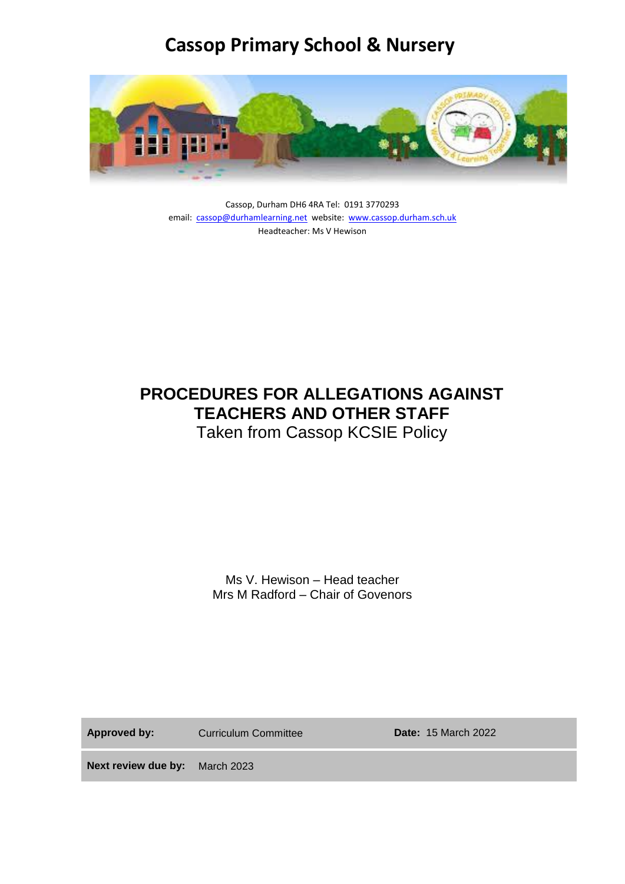# Cassop Primary School & Nursery

Cassop, Durham DH6 4RA Tel: 0191 3770293
email: cassop@durhamlearning.net website: www.cassop.durham.sch.uk
Headteacher: Ms V Hewison

## PROCEDURES FOR ALLEGATIONS AGAINST TEACHERS AND OTHER STAFF

Taken from Cassop KCSIE Policy

Ms V. Hewison – Head teacher
Mrs M Radford – Chair of Govenors

| **Approved by:** | Curriculum Committee | **Date:** 15 March 2022 |
|---|---|---|
| **Next review due by:** | March 2023 | |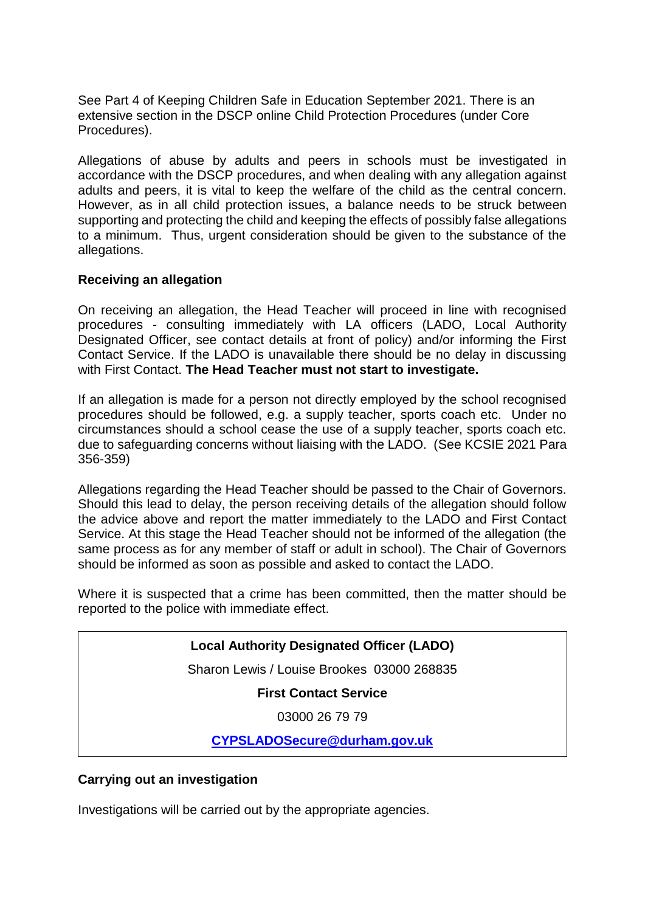See Part 4 of Keeping Children Safe in Education September 2021. There is an extensive section in the DSCP online Child Protection Procedures (under Core Procedures).

Allegations of abuse by adults and peers in schools must be investigated in accordance with the DSCP procedures, and when dealing with any allegation against adults and peers, it is vital to keep the welfare of the child as the central concern. However, as in all child protection issues, a balance needs to be struck between supporting and protecting the child and keeping the effects of possibly false allegations to a minimum. Thus, urgent consideration should be given to the substance of the allegations.

**Receiving an allegation**

On receiving an allegation, the Head Teacher will proceed in line with recognised procedures - consulting immediately with LA officers (LADO, Local Authority Designated Officer, see contact details at front of policy) and/or informing the First Contact Service. If the LADO is unavailable there should be no delay in discussing with First Contact. **The Head Teacher must not start to investigate.**

If an allegation is made for a person not directly employed by the school recognised procedures should be followed, e.g. a supply teacher, sports coach etc. Under no circumstances should a school cease the use of a supply teacher, sports coach etc. due to safeguarding concerns without liaising with the LADO. (See KCSIE 2021 Para 356-359)

Allegations regarding the Head Teacher should be passed to the Chair of Governors. Should this lead to delay, the person receiving details of the allegation should follow the advice above and report the matter immediately to the LADO and First Contact Service. At this stage the Head Teacher should not be informed of the allegation (the same process as for any member of staff or adult in school). The Chair of Governors should be informed as soon as possible and asked to contact the LADO.

Where it is suspected that a crime has been committed, then the matter should be reported to the police with immediate effect.

**Local Authority Designated Officer (LADO)**

Sharon Lewis / Louise Brookes 03000 268835

**First Contact Service**

03000 26 79 79

**CYPSLADOSecure@durham.gov.uk**

**Carrying out an investigation**

Investigations will be carried out by the appropriate agencies.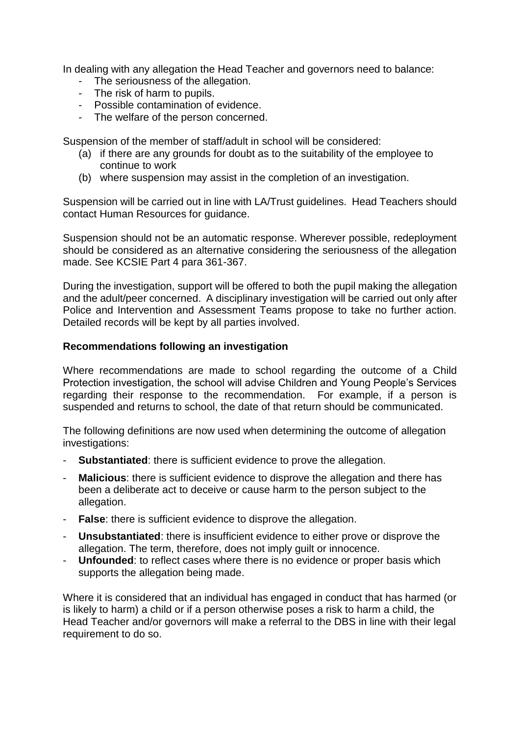In dealing with any allegation the Head Teacher and governors need to balance:

- The seriousness of the allegation.
- The risk of harm to pupils.
- Possible contamination of evidence.
- The welfare of the person concerned.

Suspension of the member of staff/adult in school will be considered:

(a) if there are any grounds for doubt as to the suitability of the employee to continue to work
(b) where suspension may assist in the completion of an investigation.

Suspension will be carried out in line with LA/Trust guidelines. Head Teachers should contact Human Resources for guidance.

Suspension should not be an automatic response. Wherever possible, redeployment should be considered as an alternative considering the seriousness of the allegation made. See KCSIE Part 4 para 361-367.

During the investigation, support will be offered to both the pupil making the allegation and the adult/peer concerned. A disciplinary investigation will be carried out only after Police and Intervention and Assessment Teams propose to take no further action. Detailed records will be kept by all parties involved.

**Recommendations following an investigation**

Where recommendations are made to school regarding the outcome of a Child Protection investigation, the school will advise Children and Young People's Services regarding their response to the recommendation. For example, if a person is suspended and returns to school, the date of that return should be communicated.

The following definitions are now used when determining the outcome of allegation investigations:

- **Substantiated**: there is sufficient evidence to prove the allegation.
- **Malicious**: there is sufficient evidence to disprove the allegation and there has been a deliberate act to deceive or cause harm to the person subject to the allegation.
- **False**: there is sufficient evidence to disprove the allegation.
- **Unsubstantiated**: there is insufficient evidence to either prove or disprove the allegation. The term, therefore, does not imply guilt or innocence.
- **Unfounded**: to reflect cases where there is no evidence or proper basis which supports the allegation being made.

Where it is considered that an individual has engaged in conduct that has harmed (or is likely to harm) a child or if a person otherwise poses a risk to harm a child, the Head Teacher and/or governors will make a referral to the DBS in line with their legal requirement to do so.